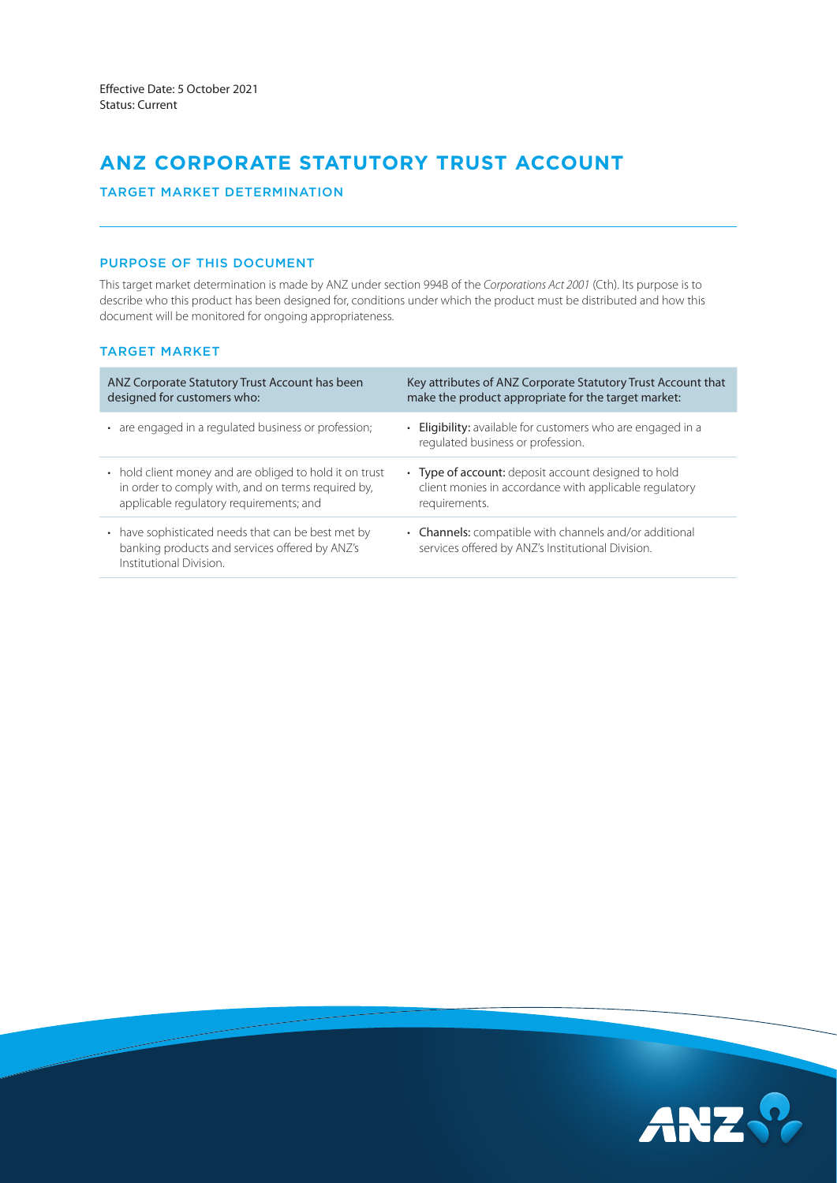Effective Date: 5 October 2021
Status: Current

# ANZ CORPORATE STATUTORY TRUST ACCOUNT

## TARGET MARKET DETERMINATION

### PURPOSE OF THIS DOCUMENT

This target market determination is made by ANZ under section 994B of the *Corporations Act 2001* (Cth). Its purpose is to describe who this product has been designed for, conditions under which the product must be distributed and how this document will be monitored for ongoing appropriateness.

### TARGET MARKET

| ANZ Corporate Statutory Trust Account has been designed for customers who: | Key attributes of ANZ Corporate Statutory Trust Account that make the product appropriate for the target market: |
|---|---|
| • are engaged in a regulated business or profession; | • **Eligibility:** available for customers who are engaged in a regulated business or profession. |
| • hold client money and are obliged to hold it on trust in order to comply with, and on terms required by, applicable regulatory requirements; and | • **Type of account:** deposit account designed to hold client monies in accordance with applicable regulatory requirements. |
| • have sophisticated needs that can be best met by banking products and services offered by ANZ's Institutional Division. | • **Channels:** compatible with channels and/or additional services offered by ANZ's Institutional Division. |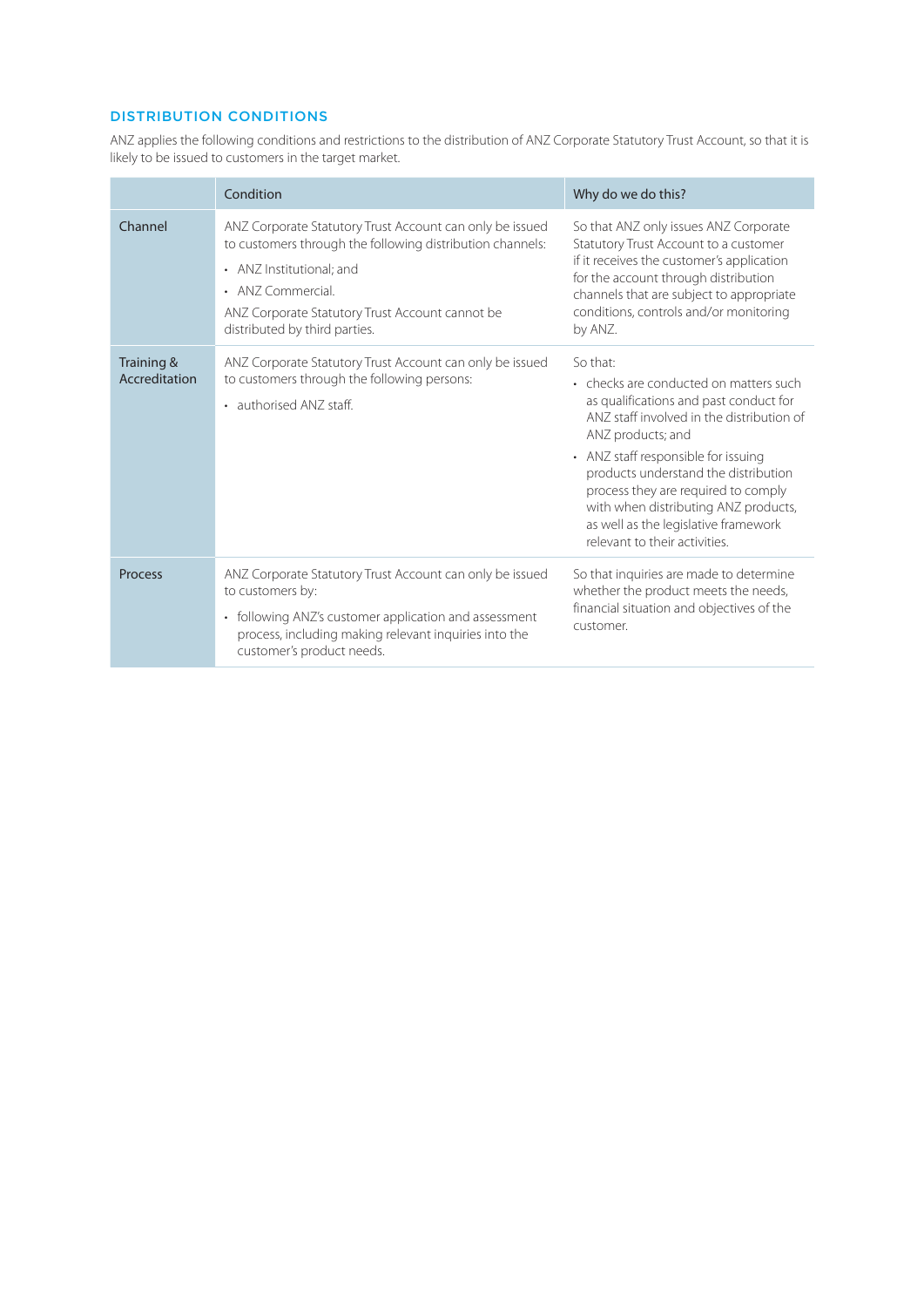## DISTRIBUTION CONDITIONS

ANZ applies the following conditions and restrictions to the distribution of ANZ Corporate Statutory Trust Account, so that it is likely to be issued to customers in the target market.

| | Condition | Why do we do this? |
|---|---|---|
| Channel | ANZ Corporate Statutory Trust Account can only be issued to customers through the following distribution channels:<br>• ANZ Institutional; and<br>• ANZ Commercial.<br>ANZ Corporate Statutory Trust Account cannot be distributed by third parties. | So that ANZ only issues ANZ Corporate Statutory Trust Account to a customer if it receives the customer's application for the account through distribution channels that are subject to appropriate conditions, controls and/or monitoring by ANZ. |
| Training & Accreditation | ANZ Corporate Statutory Trust Account can only be issued to customers through the following persons:<br>• authorised ANZ staff. | So that:<br>• checks are conducted on matters such as qualifications and past conduct for ANZ staff involved in the distribution of ANZ products; and<br>• ANZ staff responsible for issuing products understand the distribution process they are required to comply with when distributing ANZ products, as well as the legislative framework relevant to their activities. |
| Process | ANZ Corporate Statutory Trust Account can only be issued to customers by:<br>• following ANZ's customer application and assessment process, including making relevant inquiries into the customer's product needs. | So that inquiries are made to determine whether the product meets the needs, financial situation and objectives of the customer. |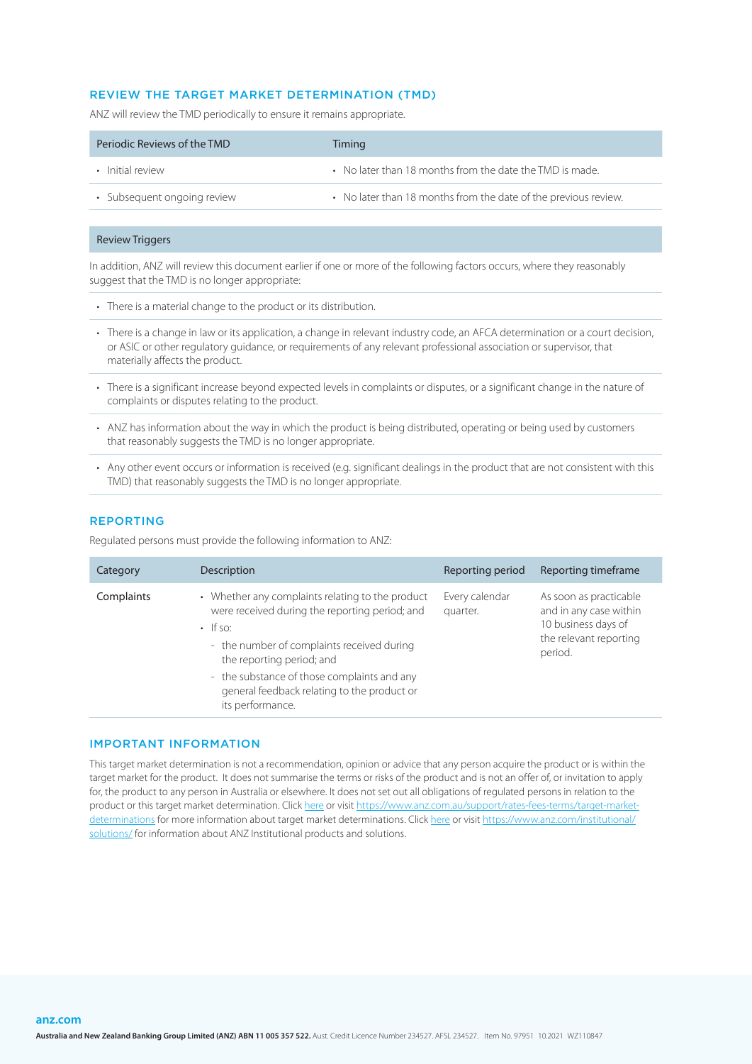## REVIEW THE TARGET MARKET DETERMINATION (TMD)

ANZ will review the TMD periodically to ensure it remains appropriate.

| Periodic Reviews of the TMD | Timing |
|---|---|
| • Initial review | • No later than 18 months from the date the TMD is made. |
| • Subsequent ongoing review | • No later than 18 months from the date of the previous review. |

### Review Triggers

In addition, ANZ will review this document earlier if one or more of the following factors occurs, where they reasonably suggest that the TMD is no longer appropriate:

- There is a material change to the product or its distribution.
- There is a change in law or its application, a change in relevant industry code, an AFCA determination or a court decision, or ASIC or other regulatory guidance, or requirements of any relevant professional association or supervisor, that materially affects the product.
- There is a significant increase beyond expected levels in complaints or disputes, or a significant change in the nature of complaints or disputes relating to the product.
- ANZ has information about the way in which the product is being distributed, operating or being used by customers that reasonably suggests the TMD is no longer appropriate.
- Any other event occurs or information is received (e.g. significant dealings in the product that are not consistent with this TMD) that reasonably suggests the TMD is no longer appropriate.

## REPORTING

Regulated persons must provide the following information to ANZ:

| Category | Description | Reporting period | Reporting timeframe |
|---|---|---|---|
| Complaints | • Whether any complaints relating to the product were received during the reporting period; and<br>• If so:<br>- the number of complaints received during the reporting period; and<br>- the substance of those complaints and any general feedback relating to the product or its performance. | Every calendar quarter. | As soon as practicable and in any case within 10 business days of the relevant reporting period. |

## IMPORTANT INFORMATION

This target market determination is not a recommendation, opinion or advice that any person acquire the product or is within the target market for the product. It does not summarise the terms or risks of the product and is not an offer of, or invitation to apply for, the product to any person in Australia or elsewhere. It does not set out all obligations of regulated persons in relation to the product or this target market determination. Click here or visit https://www.anz.com.au/support/rates-fees-terms/target-market-determinations for more information about target market determinations. Click here or visit https://www.anz.com/institutional/solutions/ for information about ANZ Institutional products and solutions.

anz.com

**Australia and New Zealand Banking Group Limited (ANZ) ABN 11 005 357 522.** Aust. Credit Licence Number 234527. AFSL 234527. Item No. 97951 10.2021 WZ110847